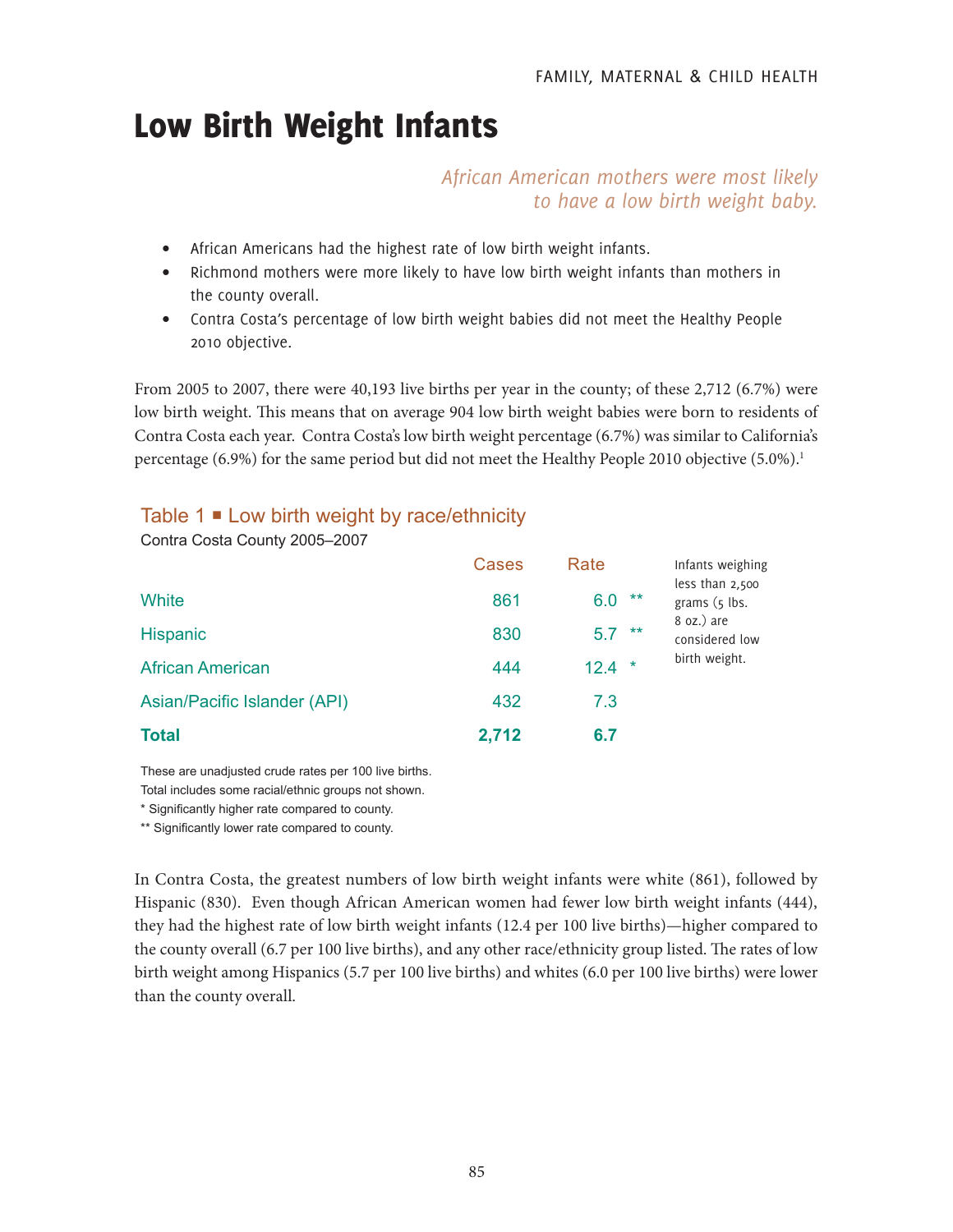# Low Birth Weight Infants

*African American mothers were most likely to have a low birth weight baby.*

- African Americans had the highest rate of low birth weight infants.
- Richmond mothers were more likely to have low birth weight infants than mothers in the county overall.
- Contra Costa's percentage of low birth weight babies did not meet the Healthy People 2010 objective.

From 2005 to 2007, there were 40,193 live births per year in the county; of these 2,712 (6.7%) were low birth weight. This means that on average 904 low birth weight babies were born to residents of Contra Costa each year. Contra Costa's low birth weight percentage (6.7%) was similar to California's percentage (6.9%) for the same period but did not meet the Healthy People 2010 objective (5.0%).[1]

## Table 1 ■ Low birth weight by race/ethnicity

Contra Costa County 2005–2007

| | Cases | Rate | |
|---|---|---|---|
| White | 861 | 6.0 | ** |
| Hispanic | 830 | 5.7 | ** |
| African American | 444 | 12.4 | * |
| Asian/Pacific Islander (API) | 432 | 7.3 | |
| **Total** | **2,712** | **6.7** | |

Infants weighing less than 2,500 grams (5 lbs. 8 oz.) are considered low birth weight.

These are unadjusted crude rates per 100 live births.
Total includes some racial/ethnic groups not shown.
* Significantly higher rate compared to county.
** Significantly lower rate compared to county.

In Contra Costa, the greatest numbers of low birth weight infants were white (861), followed by Hispanic (830). Even though African American women had fewer low birth weight infants (444), they had the highest rate of low birth weight infants (12.4 per 100 live births)—higher compared to the county overall (6.7 per 100 live births), and any other race/ethnicity group listed. The rates of low birth weight among Hispanics (5.7 per 100 live births) and whites (6.0 per 100 live births) were lower than the county overall.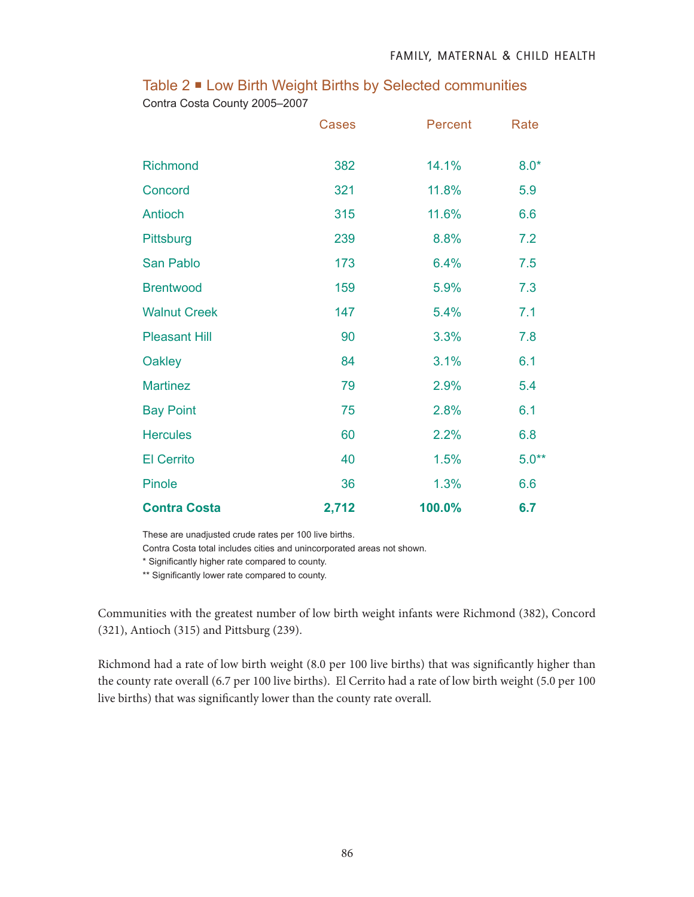## Table 2 ■ Low Birth Weight Births by Selected communities

Contra Costa County 2005–2007

| | Cases | Percent | Rate |
|---|---|---|---|
| Richmond | 382 | 14.1% | 8.0* |
| Concord | 321 | 11.8% | 5.9 |
| Antioch | 315 | 11.6% | 6.6 |
| Pittsburg | 239 | 8.8% | 7.2 |
| San Pablo | 173 | 6.4% | 7.5 |
| Brentwood | 159 | 5.9% | 7.3 |
| Walnut Creek | 147 | 5.4% | 7.1 |
| Pleasant Hill | 90 | 3.3% | 7.8 |
| Oakley | 84 | 3.1% | 6.1 |
| Martinez | 79 | 2.9% | 5.4 |
| Bay Point | 75 | 2.8% | 6.1 |
| Hercules | 60 | 2.2% | 6.8 |
| El Cerrito | 40 | 1.5% | 5.0** |
| Pinole | 36 | 1.3% | 6.6 |
| **Contra Costa** | **2,712** | **100.0%** | **6.7** |

These are unadjusted crude rates per 100 live births.
Contra Costa total includes cities and unincorporated areas not shown.
* Significantly higher rate compared to county.
** Significantly lower rate compared to county.

Communities with the greatest number of low birth weight infants were Richmond (382), Concord (321), Antioch (315) and Pittsburg (239).

Richmond had a rate of low birth weight (8.0 per 100 live births) that was significantly higher than the county rate overall (6.7 per 100 live births). El Cerrito had a rate of low birth weight (5.0 per 100 live births) that was significantly lower than the county rate overall.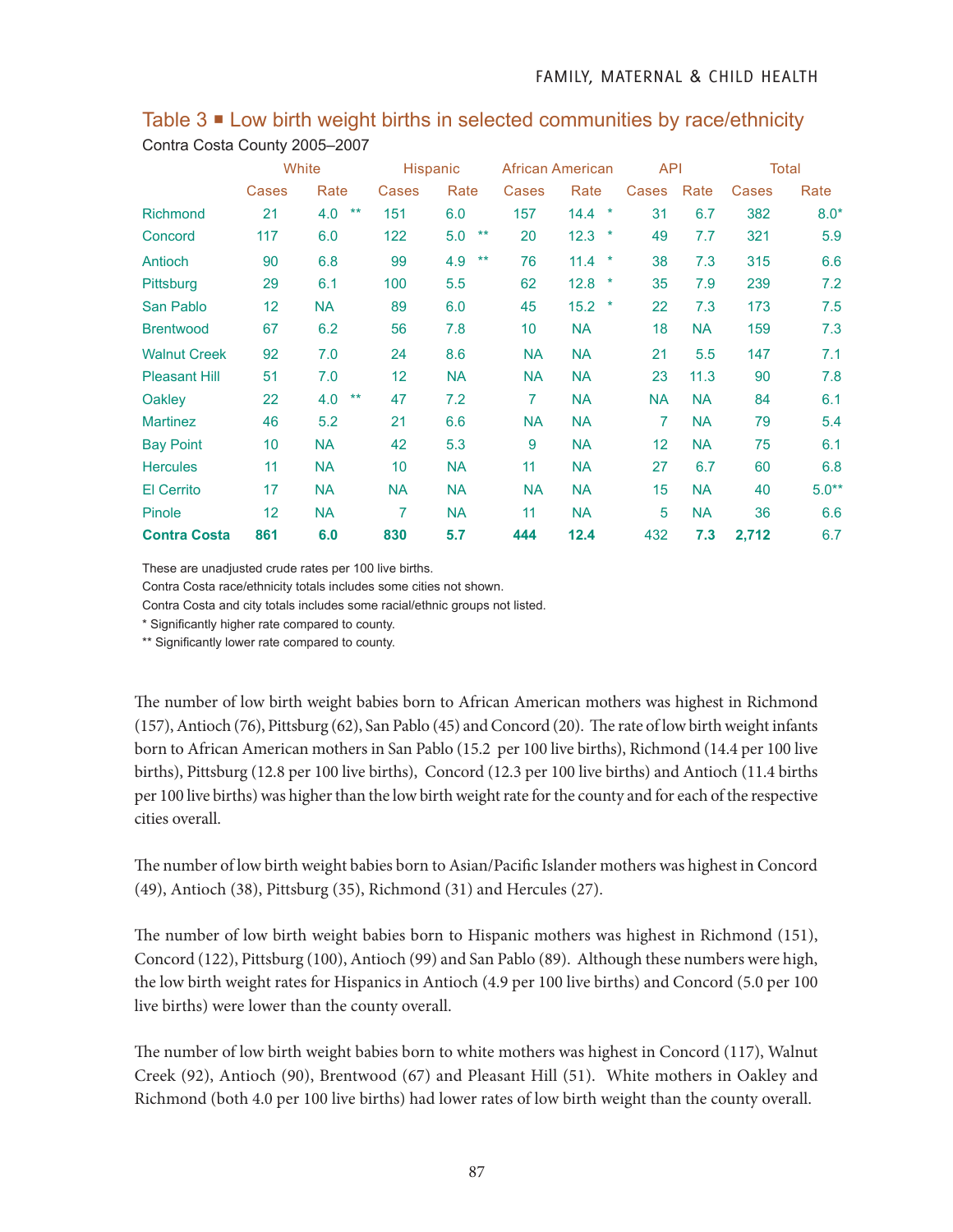## Table 3 ■ Low birth weight births in selected communities by race/ethnicity

Contra Costa County 2005–2007

| | White | | Hispanic | | African American | | API | | Total | |
|---|---|---|---|---|---|---|---|---|---|---|
| | Cases | Rate | Cases | Rate | Cases | Rate | Cases | Rate | Cases | Rate |
| Richmond | 21 | 4.0 ** | 151 | 6.0 | 157 | 14.4 * | 31 | 6.7 | 382 | 8.0* |
| Concord | 117 | 6.0 | 122 | 5.0 ** | 20 | 12.3 * | 49 | 7.7 | 321 | 5.9 |
| Antioch | 90 | 6.8 | 99 | 4.9 ** | 76 | 11.4 * | 38 | 7.3 | 315 | 6.6 |
| Pittsburg | 29 | 6.1 | 100 | 5.5 | 62 | 12.8 * | 35 | 7.9 | 239 | 7.2 |
| San Pablo | 12 | NA | 89 | 6.0 | 45 | 15.2 * | 22 | 7.3 | 173 | 7.5 |
| Brentwood | 67 | 6.2 | 56 | 7.8 | 10 | NA | 18 | NA | 159 | 7.3 |
| Walnut Creek | 92 | 7.0 | 24 | 8.6 | NA | NA | 21 | 5.5 | 147 | 7.1 |
| Pleasant Hill | 51 | 7.0 | 12 | NA | NA | NA | 23 | 11.3 | 90 | 7.8 |
| Oakley | 22 | 4.0 ** | 47 | 7.2 | 7 | NA | NA | NA | 84 | 6.1 |
| Martinez | 46 | 5.2 | 21 | 6.6 | NA | NA | 7 | NA | 79 | 5.4 |
| Bay Point | 10 | NA | 42 | 5.3 | 9 | NA | 12 | NA | 75 | 6.1 |
| Hercules | 11 | NA | 10 | NA | 11 | NA | 27 | 6.7 | 60 | 6.8 |
| El Cerrito | 17 | NA | NA | NA | NA | NA | 15 | NA | 40 | 5.0** |
| Pinole | 12 | NA | 7 | NA | 11 | NA | 5 | NA | 36 | 6.6 |
| **Contra Costa** | **861** | **6.0** | **830** | **5.7** | **444** | **12.4** | 432 | **7.3** | **2,712** | 6.7 |

These are unadjusted crude rates per 100 live births.
Contra Costa race/ethnicity totals includes some cities not shown.
Contra Costa and city totals includes some racial/ethnic groups not listed.
* Significantly higher rate compared to county.
** Significantly lower rate compared to county.

The number of low birth weight babies born to African American mothers was highest in Richmond (157), Antioch (76), Pittsburg (62), San Pablo (45) and Concord (20). The rate of low birth weight infants born to African American mothers in San Pablo (15.2 per 100 live births), Richmond (14.4 per 100 live births), Pittsburg (12.8 per 100 live births), Concord (12.3 per 100 live births) and Antioch (11.4 births per 100 live births) was higher than the low birth weight rate for the county and for each of the respective cities overall.

The number of low birth weight babies born to Asian/Pacific Islander mothers was highest in Concord (49), Antioch (38), Pittsburg (35), Richmond (31) and Hercules (27).

The number of low birth weight babies born to Hispanic mothers was highest in Richmond (151), Concord (122), Pittsburg (100), Antioch (99) and San Pablo (89). Although these numbers were high, the low birth weight rates for Hispanics in Antioch (4.9 per 100 live births) and Concord (5.0 per 100 live births) were lower than the county overall.

The number of low birth weight babies born to white mothers was highest in Concord (117), Walnut Creek (92), Antioch (90), Brentwood (67) and Pleasant Hill (51). White mothers in Oakley and Richmond (both 4.0 per 100 live births) had lower rates of low birth weight than the county overall.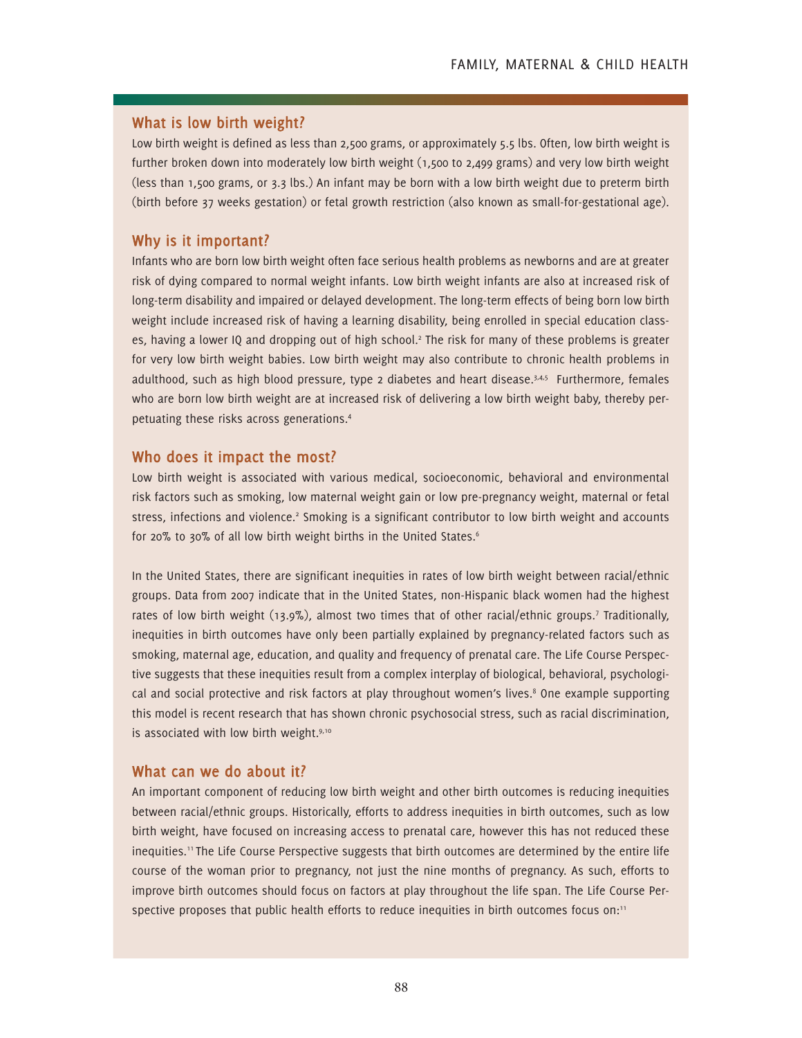## What is low birth weight?

Low birth weight is defined as less than 2,500 grams, or approximately 5.5 lbs. Often, low birth weight is further broken down into moderately low birth weight (1,500 to 2,499 grams) and very low birth weight (less than 1,500 grams, or 3.3 lbs.) An infant may be born with a low birth weight due to preterm birth (birth before 37 weeks gestation) or fetal growth restriction (also known as small-for-gestational age).

## Why is it important?

Infants who are born low birth weight often face serious health problems as newborns and are at greater risk of dying compared to normal weight infants. Low birth weight infants are also at increased risk of long-term disability and impaired or delayed development. The long-term effects of being born low birth weight include increased risk of having a learning disability, being enrolled in special education classes, having a lower IQ and dropping out of high school.[2] The risk for many of these problems is greater for very low birth weight babies. Low birth weight may also contribute to chronic health problems in adulthood, such as high blood pressure, type 2 diabetes and heart disease.[3,4,5] Furthermore, females who are born low birth weight are at increased risk of delivering a low birth weight baby, thereby perpetuating these risks across generations.[4]

## Who does it impact the most?

Low birth weight is associated with various medical, socioeconomic, behavioral and environmental risk factors such as smoking, low maternal weight gain or low pre-pregnancy weight, maternal or fetal stress, infections and violence.[2] Smoking is a significant contributor to low birth weight and accounts for 20% to 30% of all low birth weight births in the United States.[6]

In the United States, there are significant inequities in rates of low birth weight between racial/ethnic groups. Data from 2007 indicate that in the United States, non-Hispanic black women had the highest rates of low birth weight (13.9%), almost two times that of other racial/ethnic groups.[7] Traditionally, inequities in birth outcomes have only been partially explained by pregnancy-related factors such as smoking, maternal age, education, and quality and frequency of prenatal care. The Life Course Perspective suggests that these inequities result from a complex interplay of biological, behavioral, psychological and social protective and risk factors at play throughout women's lives.[8] One example supporting this model is recent research that has shown chronic psychosocial stress, such as racial discrimination, is associated with low birth weight.[9,10]

## What can we do about it?

An important component of reducing low birth weight and other birth outcomes is reducing inequities between racial/ethnic groups. Historically, efforts to address inequities in birth outcomes, such as low birth weight, have focused on increasing access to prenatal care, however this has not reduced these inequities.[11] The Life Course Perspective suggests that birth outcomes are determined by the entire life course of the woman prior to pregnancy, not just the nine months of pregnancy. As such, efforts to improve birth outcomes should focus on factors at play throughout the life span. The Life Course Perspective proposes that public health efforts to reduce inequities in birth outcomes focus on:[11]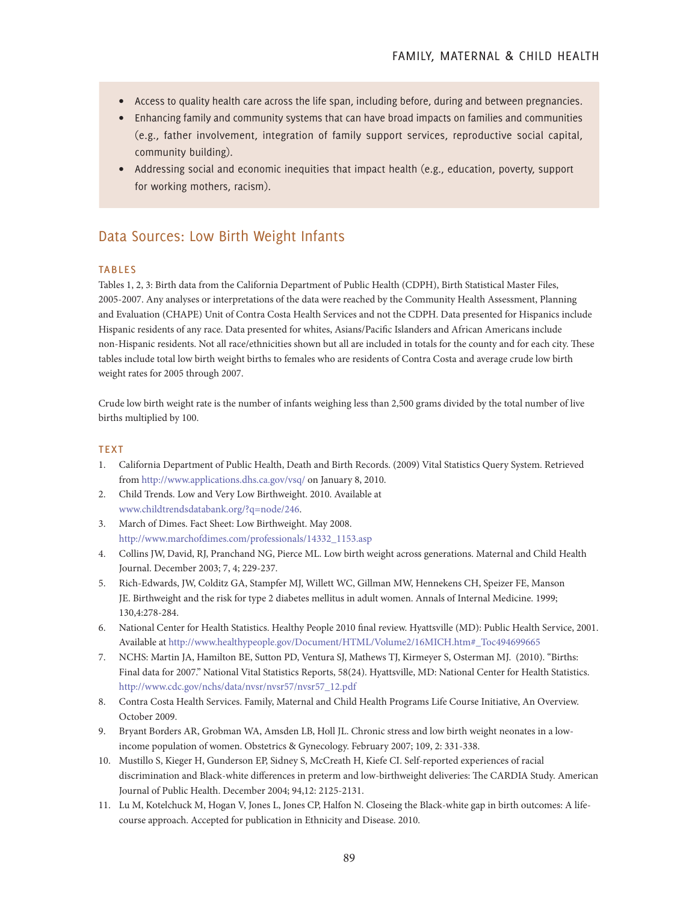- Access to quality health care across the life span, including before, during and between pregnancies.
- Enhancing family and community systems that can have broad impacts on families and communities (e.g., father involvement, integration of family support services, reproductive social capital, community building).
- Addressing social and economic inequities that impact health (e.g., education, poverty, support for working mothers, racism).

## Data Sources: Low Birth Weight Infants

### TABLES

Tables 1, 2, 3: Birth data from the California Department of Public Health (CDPH), Birth Statistical Master Files, 2005-2007. Any analyses or interpretations of the data were reached by the Community Health Assessment, Planning and Evaluation (CHAPE) Unit of Contra Costa Health Services and not the CDPH. Data presented for Hispanics include Hispanic residents of any race. Data presented for whites, Asians/Pacific Islanders and African Americans include non-Hispanic residents. Not all race/ethnicities shown but all are included in totals for the county and for each city. These tables include total low birth weight births to females who are residents of Contra Costa and average crude low birth weight rates for 2005 through 2007.

Crude low birth weight rate is the number of infants weighing less than 2,500 grams divided by the total number of live births multiplied by 100.

### TEXT

1. California Department of Public Health, Death and Birth Records. (2009) Vital Statistics Query System. Retrieved from http://www.applications.dhs.ca.gov/vsq/ on January 8, 2010.
2. Child Trends. Low and Very Low Birthweight. 2010. Available at www.childtrendsdatabank.org/?q=node/246.
3. March of Dimes. Fact Sheet: Low Birthweight. May 2008. http://www.marchofdimes.com/professionals/14332_1153.asp
4. Collins JW, David, RJ, Pranchand NG, Pierce ML. Low birth weight across generations. Maternal and Child Health Journal. December 2003; 7, 4; 229-237.
5. Rich-Edwards, JW, Colditz GA, Stampfer MJ, Willett WC, Gillman MW, Hennekens CH, Speizer FE, Manson JE. Birthweight and the risk for type 2 diabetes mellitus in adult women. Annals of Internal Medicine. 1999; 130,4:278-284.
6. National Center for Health Statistics. Healthy People 2010 final review. Hyattsville (MD): Public Health Service, 2001. Available at http://www.healthypeople.gov/Document/HTML/Volume2/16MICH.htm#_Toc494699665
7. NCHS: Martin JA, Hamilton BE, Sutton PD, Ventura SJ, Mathews TJ, Kirmeyer S, Osterman MJ. (2010). "Births: Final data for 2007." National Vital Statistics Reports, 58(24). Hyattsville, MD: National Center for Health Statistics. http://www.cdc.gov/nchs/data/nvsr/nvsr57/nvsr57_12.pdf
8. Contra Costa Health Services. Family, Maternal and Child Health Programs Life Course Initiative, An Overview. October 2009.
9. Bryant Borders AR, Grobman WA, Amsden LB, Holl JL. Chronic stress and low birth weight neonates in a low-income population of women. Obstetrics & Gynecology. February 2007; 109, 2: 331-338.
10. Mustillo S, Kieger H, Gunderson EP, Sidney S, McCreath H, Kiefe CI. Self-reported experiences of racial discrimination and Black-white differences in preterm and low-birthweight deliveries: The CARDIA Study. American Journal of Public Health. December 2004; 94,12: 2125-2131.
11. Lu M, Kotelchuck M, Hogan V, Jones L, Jones CP, Halfon N. Closeing the Black-white gap in birth outcomes: A life-course approach. Accepted for publication in Ethnicity and Disease. 2010.